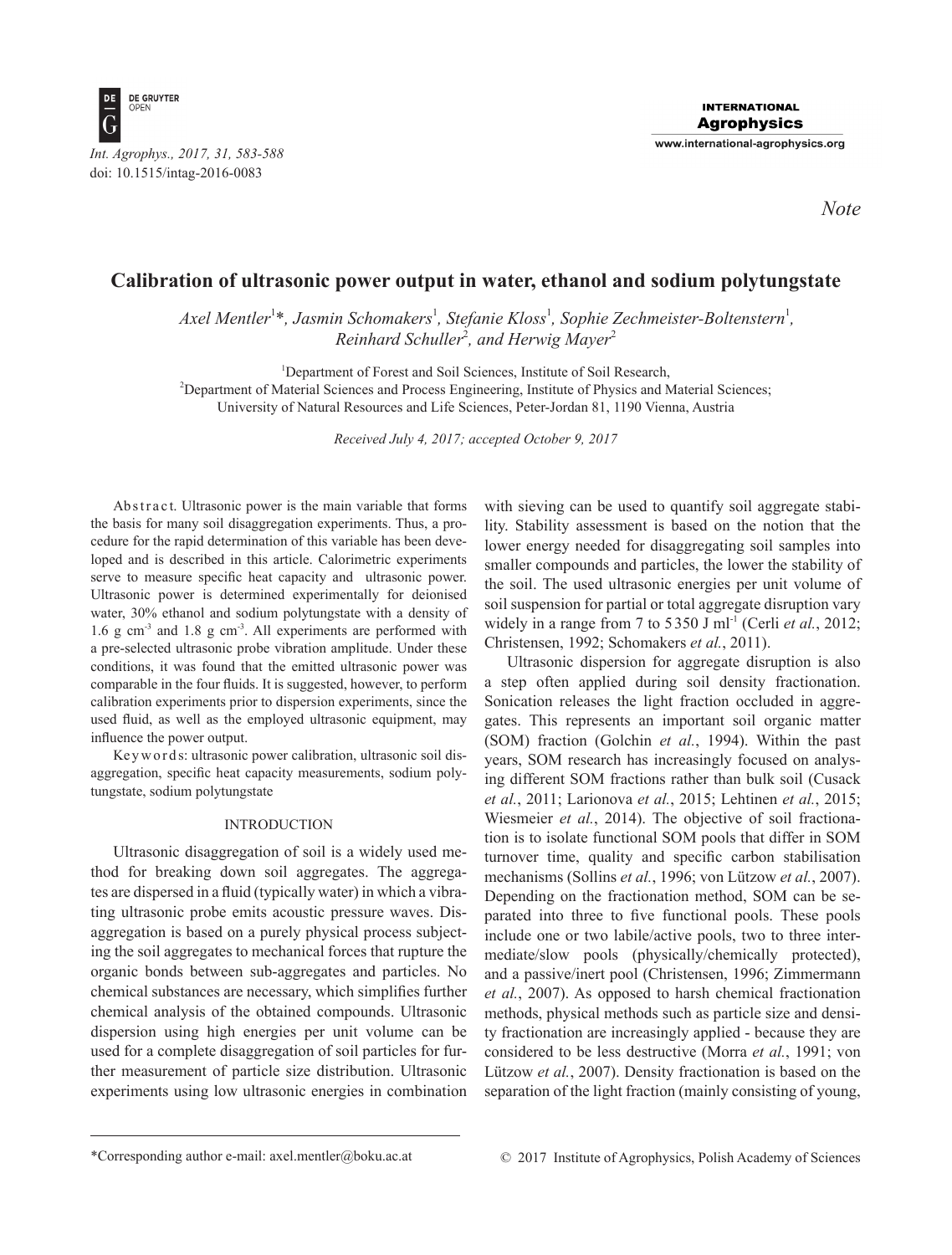*Note*

# Calibration of ultrasonic power output in water, ethanol and sodium polytungstate

*Axel Mentler[1]\*, Jasmin Schomakers[1], Stefanie Kloss[1], Sophie Zechmeister-Boltenstern[1], Reinhard Schuller[2], and Herwig Mayer[2]*

[1]Department of Forest and Soil Sciences, Institute of Soil Research,
[2]Department of Material Sciences and Process Engineering, Institute of Physics and Material Sciences;
University of Natural Resources and Life Sciences, Peter-Jordan 81, 1190 Vienna, Austria

*Received July 4, 2017; accepted October 9, 2017*

Abstract. Ultrasonic power is the main variable that forms the basis for many soil disaggregation experiments. Thus, a procedure for the rapid determination of this variable has been developed and is described in this article. Calorimetric experiments serve to measure specific heat capacity and ultrasonic power. Ultrasonic power is determined experimentally for deionised water, 30% ethanol and sodium polytungstate with a density of 1.6 g $cm^{-3}$ and 1.8 g $cm^{-3}$. All experiments are performed with a pre-selected ultrasonic probe vibration amplitude. Under these conditions, it was found that the emitted ultrasonic power was comparable in the four fluids. It is suggested, however, to perform calibration experiments prior to dispersion experiments, since the used fluid, as well as the employed ultrasonic equipment, may influence the power output.

Keywords: ultrasonic power calibration, ultrasonic soil disaggregation, specific heat capacity measurements, sodium polytungstate, sodium polytungstate

## INTRODUCTION

Ultrasonic disaggregation of soil is a widely used method for breaking down soil aggregates. The aggregates are dispersed in a fluid (typically water) in which a vibrating ultrasonic probe emits acoustic pressure waves. Disaggregation is based on a purely physical process subjecting the soil aggregates to mechanical forces that rupture the organic bonds between sub-aggregates and particles. No chemical substances are necessary, which simplifies further chemical analysis of the obtained compounds. Ultrasonic dispersion using high energies per unit volume can be used for a complete disaggregation of soil particles for further measurement of particle size distribution. Ultrasonic experiments using low ultrasonic energies in combination with sieving can be used to quantify soil aggregate stability. Stability assessment is based on the notion that the lower energy needed for disaggregating soil samples into smaller compounds and particles, the lower the stability of the soil. The used ultrasonic energies per unit volume of soil suspension for partial or total aggregate disruption vary widely in a range from 7 to 5350 J $ml^{-1}$ (Cerli *et al.*, 2012; Christensen, 1992; Schomakers *et al.*, 2011).

Ultrasonic dispersion for aggregate disruption is also a step often applied during soil density fractionation. Sonication releases the light fraction occluded in aggregates. This represents an important soil organic matter (SOM) fraction (Golchin *et al.*, 1994). Within the past years, SOM research has increasingly focused on analysing different SOM fractions rather than bulk soil (Cusack *et al.*, 2011; Larionova *et al.*, 2015; Lehtinen *et al.*, 2015; Wiesmeier *et al.*, 2014). The objective of soil fractionation is to isolate functional SOM pools that differ in SOM turnover time, quality and specific carbon stabilisation mechanisms (Sollins *et al.*, 1996; von Lützow *et al.*, 2007). Depending on the fractionation method, SOM can be separated into three to five functional pools. These pools include one or two labile/active pools, two to three intermediate/slow pools (physically/chemically protected), and a passive/inert pool (Christensen, 1996; Zimmermann *et al.*, 2007). As opposed to harsh chemical fractionation methods, physical methods such as particle size and density fractionation are increasingly applied - because they are considered to be less destructive (Morra *et al.*, 1991; von Lützow *et al.*, 2007). Density fractionation is based on the separation of the light fraction (mainly consisting of young,

\*Corresponding author e-mail: axel.mentler@boku.ac.at

© 2017 Institute of Agrophysics, Polish Academy of Sciences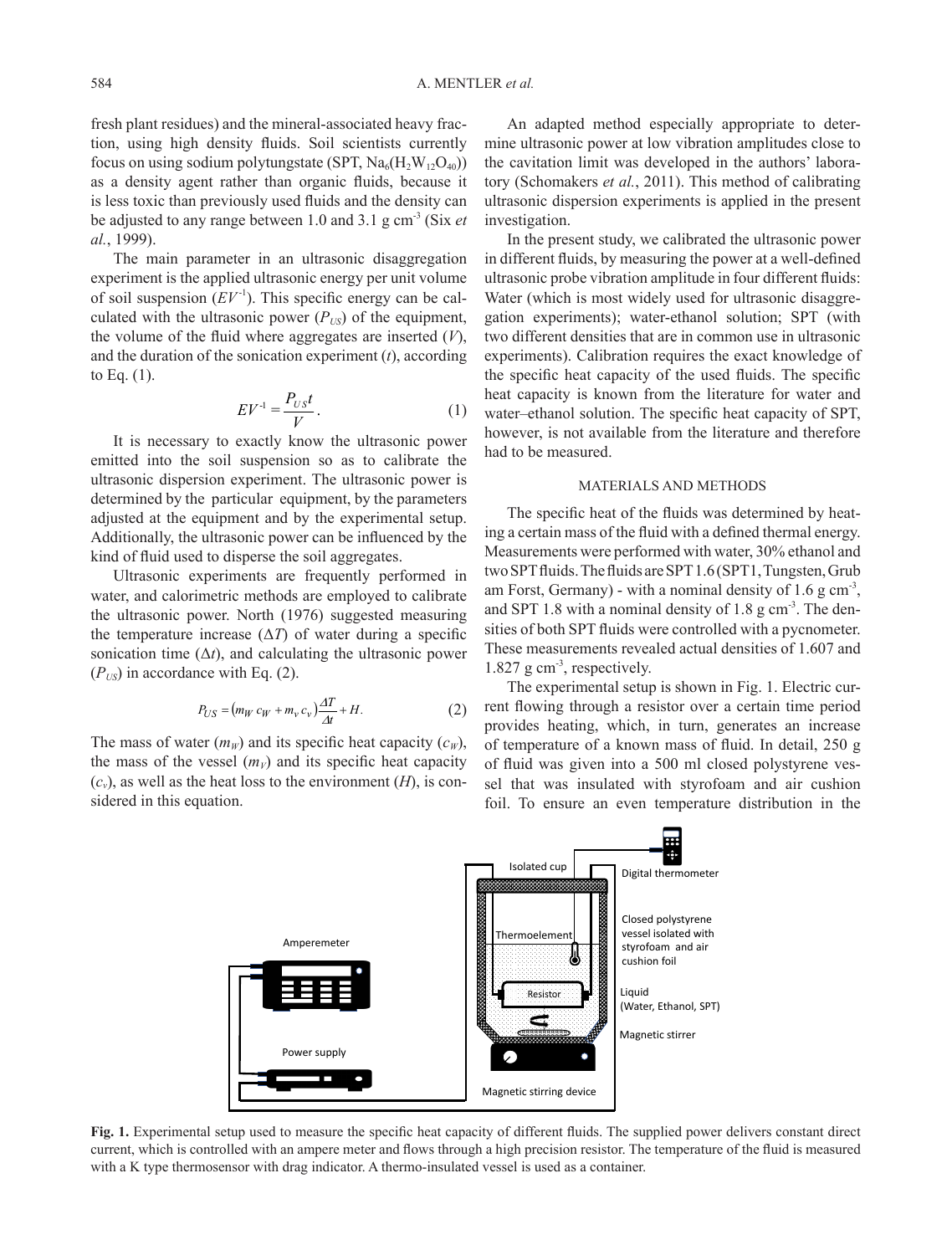fresh plant residues) and the mineral-associated heavy fraction, using high density fluids. Soil scientists currently focus on using sodium polytungstate (SPT, $Na_6(H_2W_{12}O_{40})$) as a density agent rather than organic fluids, because it is less toxic than previously used fluids and the density can be adjusted to any range between 1.0 and 3.1 g cm$^{-3}$ (Six *et al.*, 1999).

The main parameter in an ultrasonic disaggregation experiment is the applied ultrasonic energy per unit volume of soil suspension ($EV^{-1}$). This specific energy can be calculated with the ultrasonic power ($P_{US}$) of the equipment, the volume of the fluid where aggregates are inserted ($V$), and the duration of the sonication experiment ($t$), according to Eq. (1).

$$EV^{-1} = \frac{P_{US}t}{V}. \quad (1)$$

It is necessary to exactly know the ultrasonic power emitted into the soil suspension so as to calibrate the ultrasonic dispersion experiment. The ultrasonic power is determined by the particular equipment, by the parameters adjusted at the equipment and by the experimental setup. Additionally, the ultrasonic power can be influenced by the kind of fluid used to disperse the soil aggregates.

Ultrasonic experiments are frequently performed in water, and calorimetric methods are employed to calibrate the ultrasonic power. North (1976) suggested measuring the temperature increase ($\Delta T$) of water during a specific sonication time ($\Delta t$), and calculating the ultrasonic power ($P_{US}$) in accordance with Eq. (2).

$$P_{US} = \left(m_W c_W + m_v c_v\right)\frac{\Delta T}{\Delta t} + H. \quad (2)$$

The mass of water ($m_W$) and its specific heat capacity ($c_W$), the mass of the vessel ($m_V$) and its specific heat capacity ($c_v$), as well as the heat loss to the environment ($H$), is considered in this equation.

An adapted method especially appropriate to determine ultrasonic power at low vibration amplitudes close to the cavitation limit was developed in the authors' laboratory (Schomakers *et al.*, 2011). This method of calibrating ultrasonic dispersion experiments is applied in the present investigation.

In the present study, we calibrated the ultrasonic power in different fluids, by measuring the power at a well-defined ultrasonic probe vibration amplitude in four different fluids: Water (which is most widely used for ultrasonic disaggregation experiments); water-ethanol solution; SPT (with two different densities that are in common use in ultrasonic experiments). Calibration requires the exact knowledge of the specific heat capacity of the used fluids. The specific heat capacity is known from the literature for water and water–ethanol solution. The specific heat capacity of SPT, however, is not available from the literature and therefore had to be measured.

## MATERIALS AND METHODS

The specific heat of the fluids was determined by heating a certain mass of the fluid with a defined thermal energy. Measurements were performed with water, 30% ethanol and two SPT fluids. The fluids are SPT 1.6 (SPT1, Tungsten, Grub am Forst, Germany) - with a nominal density of 1.6 g cm$^{-3}$, and SPT 1.8 with a nominal density of 1.8 g cm$^{-3}$. The densities of both SPT fluids were controlled with a pycnometer. These measurements revealed actual densities of 1.607 and 1.827 g cm$^{-3}$, respectively.

The experimental setup is shown in Fig. 1. Electric current flowing through a resistor over a certain time period provides heating, which, in turn, generates an increase of temperature of a known mass of fluid. In detail, 250 g of fluid was given into a 500 ml closed polystyrene vessel that was insulated with styrofoam and air cushion foil. To ensure an even temperature distribution in the

**Fig. 1.** Experimental setup used to measure the specific heat capacity of different fluids. The supplied power delivers constant direct current, which is controlled with an ampere meter and flows through a high precision resistor. The temperature of the fluid is measured with a K type thermosensor with drag indicator. A thermo-insulated vessel is used as a container.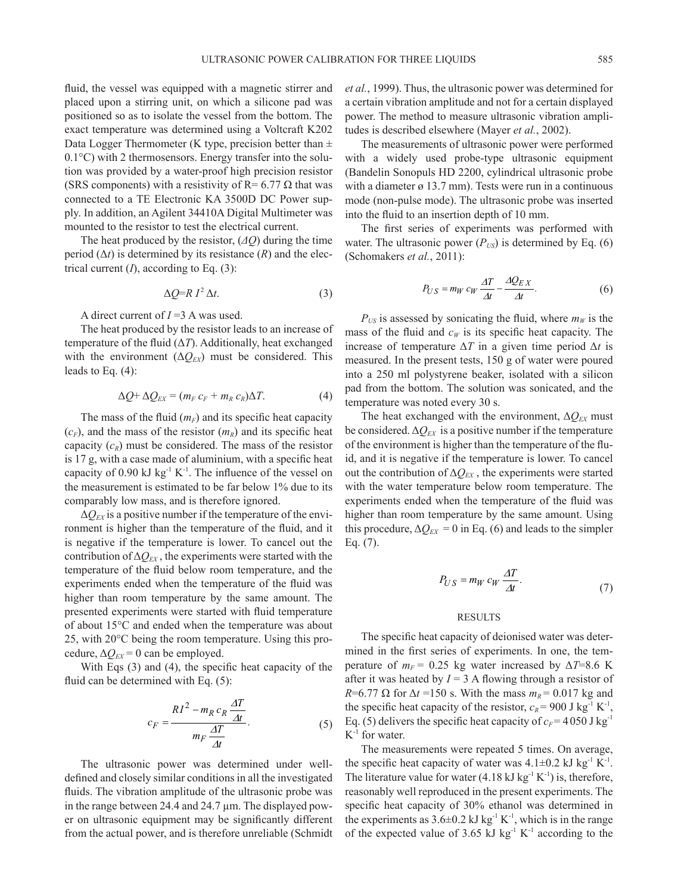fluid, the vessel was equipped with a magnetic stirrer and placed upon a stirring unit, on which a silicone pad was positioned so as to isolate the vessel from the bottom. The exact temperature was determined using a Voltcraft K202 Data Logger Thermometer (K type, precision better than ± 0.1°C) with 2 thermosensors. Energy transfer into the solution was provided by a water-proof high precision resistor (SRS components) with a resistivity of R= 6.77 Ω that was connected to a TE Electronic KA 3500D DC Power supply. In addition, an Agilent 34410A Digital Multimeter was mounted to the resistor to test the electrical current.

The heat produced by the resistor, ($\Delta Q$) during the time period ($\Delta t$) is determined by its resistance ($R$) and the electrical current ($I$), according to Eq. (3):

$$\Delta Q = R\, I^2\, \Delta t. \tag{3}$$

A direct current of $I$ =3 A was used.

The heat produced by the resistor leads to an increase of temperature of the fluid ($\Delta T$). Additionally, heat exchanged with the environment ($\Delta Q_{EX}$) must be considered. This leads to Eq. (4):

$$\Delta Q + \Delta Q_{EX} = (m_F\, c_F + m_R\, c_R)\Delta T. \tag{4}$$

The mass of the fluid ($m_F$) and its specific heat capacity ($c_F$), and the mass of the resistor ($m_R$) and its specific heat capacity ($c_R$) must be considered. The mass of the resistor is 17 g, with a case made of aluminium, with a specific heat capacity of 0.90 kJ kg$^{-1}$ K$^{-1}$. The influence of the vessel on the measurement is estimated to be far below 1% due to its comparably low mass, and is therefore ignored.

$\Delta Q_{EX}$ is a positive number if the temperature of the environment is higher than the temperature of the fluid, and it is negative if the temperature is lower. To cancel out the contribution of $\Delta Q_{EX}$, the experiments were started with the temperature of the fluid below room temperature, and the experiments ended when the temperature of the fluid was higher than room temperature by the same amount. The presented experiments were started with fluid temperature of about 15°C and ended when the temperature was about 25, with 20°C being the room temperature. Using this procedure, $\Delta Q_{EX} = 0$ can be employed.

With Eqs (3) and (4), the specific heat capacity of the fluid can be determined with Eq. (5):

$$c_F = \frac{R I^2 - m_R\, c_R \dfrac{\Delta T}{\Delta t}}{m_F \dfrac{\Delta T}{\Delta t}}. \tag{5}$$

The ultrasonic power was determined under well-defined and closely similar conditions in all the investigated fluids. The vibration amplitude of the ultrasonic probe was in the range between 24.4 and 24.7 µm. The displayed power on ultrasonic equipment may be significantly different from the actual power, and is therefore unreliable (Schmidt *et al.*, 1999). Thus, the ultrasonic power was determined for a certain vibration amplitude and not for a certain displayed power. The method to measure ultrasonic vibration amplitudes is described elsewhere (Mayer *et al.*, 2002).

The measurements of ultrasonic power were performed with a widely used probe-type ultrasonic equipment (Bandelin Sonopuls HD 2200, cylindrical ultrasonic probe with a diameter ø 13.7 mm). Tests were run in a continuous mode (non-pulse mode). The ultrasonic probe was inserted into the fluid to an insertion depth of 10 mm.

The first series of experiments was performed with water. The ultrasonic power ($P_{US}$) is determined by Eq. (6) (Schomakers *et al.*, 2011):

$$P_{US} = m_W\, c_W \frac{\Delta T}{\Delta t} - \frac{\Delta Q_{EX}}{\Delta t}. \tag{6}$$

$P_{US}$ is assessed by sonicating the fluid, where $m_W$ is the mass of the fluid and $c_W$ is its specific heat capacity. The increase of temperature $\Delta T$ in a given time period $\Delta t$ is measured. In the present tests, 150 g of water were poured into a 250 ml polystyrene beaker, isolated with a silicon pad from the bottom. The solution was sonicated, and the temperature was noted every 30 s.

The heat exchanged with the environment, $\Delta Q_{EX}$ must be considered. $\Delta Q_{EX}$ is a positive number if the temperature of the environment is higher than the temperature of the fluid, and it is negative if the temperature is lower. To cancel out the contribution of $\Delta Q_{EX}$, the experiments were started with the water temperature below room temperature. The experiments ended when the temperature of the fluid was higher than room temperature by the same amount. Using this procedure, $\Delta Q_{EX} = 0$ in Eq. (6) and leads to the simpler Eq. (7).

$$P_{US} = m_W\, c_W \frac{\Delta T}{\Delta t}. \tag{7}$$

## RESULTS

The specific heat capacity of deionised water was determined in the first series of experiments. In one, the temperature of $m_F$ = 0.25 kg water increased by $\Delta T$=8.6 K after it was heated by $I$ = 3 A flowing through a resistor of $R$=6.77 Ω for $\Delta t$ =150 s. With the mass $m_R$ = 0.017 kg and the specific heat capacity of the resistor, $c_R$ = 900 J kg$^{-1}$ K$^{-1}$, Eq. (5) delivers the specific heat capacity of $c_F$ = 4 050 J kg$^{-1}$ K$^{-1}$ for water.

The measurements were repeated 5 times. On average, the specific heat capacity of water was 4.1±0.2 kJ kg$^{-1}$ K$^{-1}$. The literature value for water (4.18 kJ kg$^{-1}$ K$^{-1}$) is, therefore, reasonably well reproduced in the present experiments. The specific heat capacity of 30% ethanol was determined in the experiments as 3.6±0.2 kJ kg$^{-1}$ K$^{-1}$, which is in the range of the expected value of 3.65 kJ kg$^{-1}$ K$^{-1}$ according to the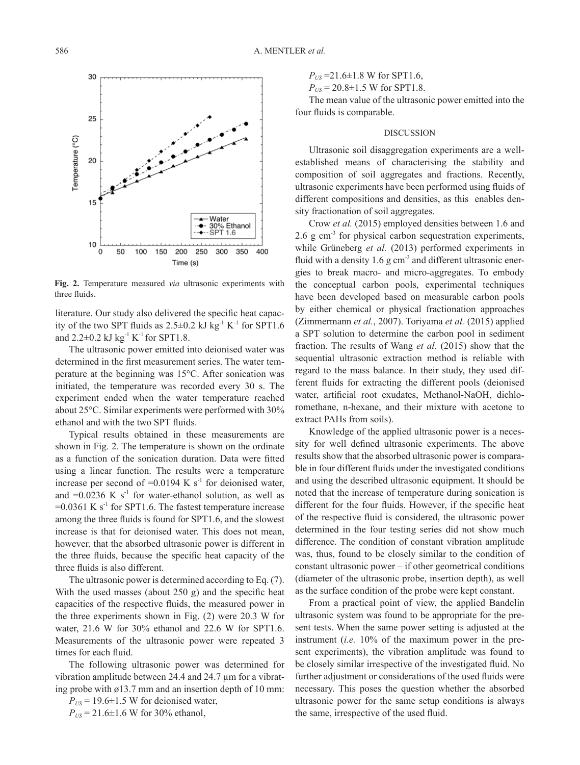**Fig. 2.** Temperature measured *via* ultrasonic experiments with three fluids.

literature. Our study also delivered the specific heat capacity of the two SPT fluids as 2.5±0.2 kJ $kg^{-1}$ $K^{-1}$ for SPT1.6 and 2.2±0.2 kJ $kg^{-1}$ $K^{-1}$ for SPT1.8.

The ultrasonic power emitted into deionised water was determined in the first measurement series. The water temperature at the beginning was 15°C. After sonication was initiated, the temperature was recorded every 30 s. The experiment ended when the water temperature reached about 25°C. Similar experiments were performed with 30% ethanol and with the two SPT fluids.

Typical results obtained in these measurements are shown in Fig. 2. The temperature is shown on the ordinate as a function of the sonication duration. Data were fitted using a linear function. The results were a temperature increase per second of =0.0194 K $s^{-1}$ for deionised water, and =0.0236 K $s^{-1}$ for water-ethanol solution, as well as =0.0361 K $s^{-1}$ for SPT1.6. The fastest temperature increase among the three fluids is found for SPT1.6, and the slowest increase is that for deionised water. This does not mean, however, that the absorbed ultrasonic power is different in the three fluids, because the specific heat capacity of the three fluids is also different.

The ultrasonic power is determined according to Eq. (7). With the used masses (about 250 g) and the specific heat capacities of the respective fluids, the measured power in the three experiments shown in Fig. (2) were 20.3 W for water, 21.6 W for 30% ethanol and 22.6 W for SPT1.6. Measurements of the ultrasonic power were repeated 3 times for each fluid.

The following ultrasonic power was determined for vibration amplitude between 24.4 and 24.7 µm for a vibrating probe with ø13.7 mm and an insertion depth of 10 mm:

$P_{US}$ = 19.6±1.5 W for deionised water,

$P_{US}$ = 21.6±1.6 W for 30% ethanol,

$P_{US}$ =21.6±1.8 W for SPT1.6,

$P_{US}$ = 20.8±1.5 W for SPT1.8.

The mean value of the ultrasonic power emitted into the four fluids is comparable.

## DISCUSSION

Ultrasonic soil disaggregation experiments are a well-established means of characterising the stability and composition of soil aggregates and fractions. Recently, ultrasonic experiments have been performed using fluids of different compositions and densities, as this enables density fractionation of soil aggregates.

Crow *et al.* (2015) employed densities between 1.6 and 2.6 g $cm^{-3}$ for physical carbon sequestration experiments, while Grüneberg *et al.* (2013) performed experiments in fluid with a density 1.6 g $cm^{-3}$ and different ultrasonic energies to break macro- and micro-aggregates. To embody the conceptual carbon pools, experimental techniques have been developed based on measurable carbon pools by either chemical or physical fractionation approaches (Zimmermann *et al.*, 2007). Toriyama *et al.* (2015) applied a SPT solution to determine the carbon pool in sediment fraction. The results of Wang *et al.* (2015) show that the sequential ultrasonic extraction method is reliable with regard to the mass balance. In their study, they used different fluids for extracting the different pools (deionised water, artificial root exudates, Methanol-NaOH, dichloromethane, n-hexane, and their mixture with acetone to extract PAHs from soils).

Knowledge of the applied ultrasonic power is a necessity for well defined ultrasonic experiments. The above results show that the absorbed ultrasonic power is comparable in four different fluids under the investigated conditions and using the described ultrasonic equipment. It should be noted that the increase of temperature during sonication is different for the four fluids. However, if the specific heat of the respective fluid is considered, the ultrasonic power determined in the four testing series did not show much difference. The condition of constant vibration amplitude was, thus, found to be closely similar to the condition of constant ultrasonic power – if other geometrical conditions (diameter of the ultrasonic probe, insertion depth), as well as the surface condition of the probe were kept constant.

From a practical point of view, the applied Bandelin ultrasonic system was found to be appropriate for the present tests. When the same power setting is adjusted at the instrument (*i.e.* 10% of the maximum power in the present experiments), the vibration amplitude was found to be closely similar irrespective of the investigated fluid. No further adjustment or considerations of the used fluids were necessary. This poses the question whether the absorbed ultrasonic power for the same setup conditions is always the same, irrespective of the used fluid.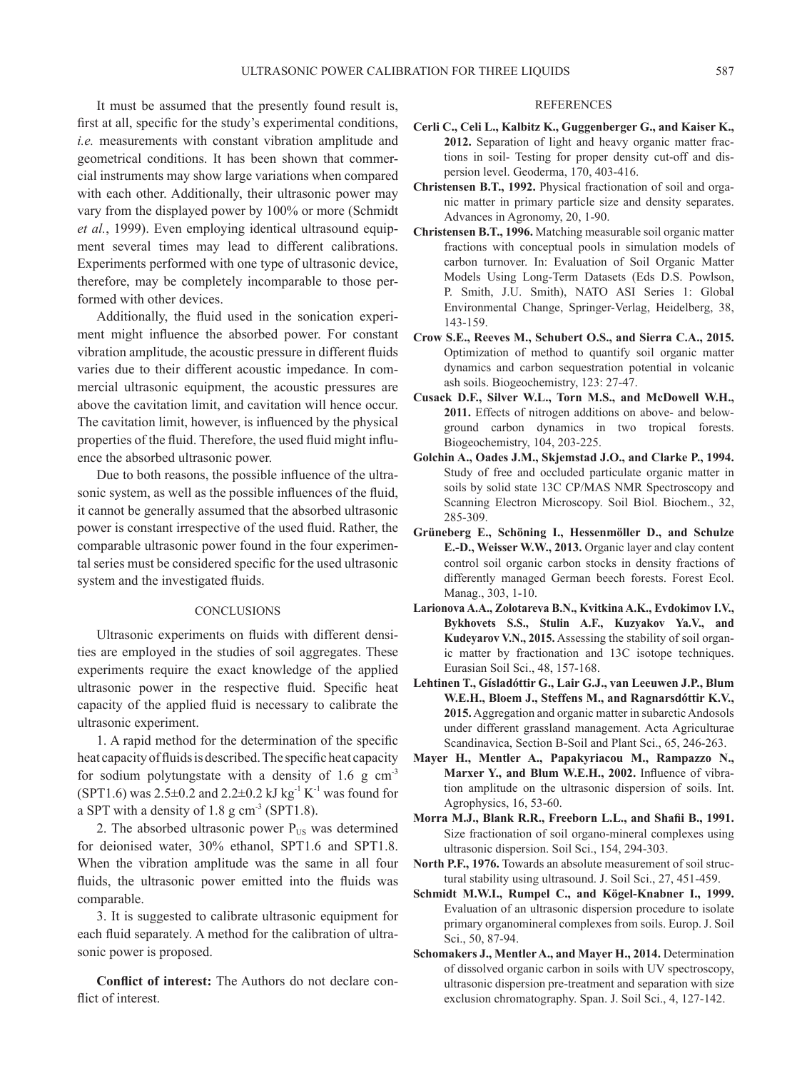It must be assumed that the presently found result is, first at all, specific for the study's experimental conditions, *i.e.* measurements with constant vibration amplitude and geometrical conditions. It has been shown that commercial instruments may show large variations when compared with each other. Additionally, their ultrasonic power may vary from the displayed power by 100% or more (Schmidt *et al.*, 1999). Even employing identical ultrasound equipment several times may lead to different calibrations. Experiments performed with one type of ultrasonic device, therefore, may be completely incomparable to those performed with other devices.

Additionally, the fluid used in the sonication experiment might influence the absorbed power. For constant vibration amplitude, the acoustic pressure in different fluids varies due to their different acoustic impedance. In commercial ultrasonic equipment, the acoustic pressures are above the cavitation limit, and cavitation will hence occur. The cavitation limit, however, is influenced by the physical properties of the fluid. Therefore, the used fluid might influence the absorbed ultrasonic power.

Due to both reasons, the possible influence of the ultrasonic system, as well as the possible influences of the fluid, it cannot be generally assumed that the absorbed ultrasonic power is constant irrespective of the used fluid. Rather, the comparable ultrasonic power found in the four experimental series must be considered specific for the used ultrasonic system and the investigated fluids.

## CONCLUSIONS

Ultrasonic experiments on fluids with different densities are employed in the studies of soil aggregates. These experiments require the exact knowledge of the applied ultrasonic power in the respective fluid. Specific heat capacity of the applied fluid is necessary to calibrate the ultrasonic experiment.

1. A rapid method for the determination of the specific heat capacity of fluids is described. The specific heat capacity for sodium polytungstate with a density of 1.6 g $cm^{-3}$ (SPT1.6) was 2.5±0.2 and 2.2±0.2 kJ $kg^{-1}$ $K^{-1}$ was found for a SPT with a density of 1.8 g $cm^{-3}$ (SPT1.8).

2. The absorbed ultrasonic power $P_{US}$ was determined for deionised water, 30% ethanol, SPT1.6 and SPT1.8. When the vibration amplitude was the same in all four fluids, the ultrasonic power emitted into the fluids was comparable.

3. It is suggested to calibrate ultrasonic equipment for each fluid separately. A method for the calibration of ultrasonic power is proposed.

**Conflict of interest:** The Authors do not declare conflict of interest.

## REFERENCES

**Cerli C., Celi L., Kalbitz K., Guggenberger G., and Kaiser K., 2012.** Separation of light and heavy organic matter fractions in soil- Testing for proper density cut-off and dispersion level. Geoderma, 170, 403-416.

**Christensen B.T., 1992.** Physical fractionation of soil and organic matter in primary particle size and density separates. Advances in Agronomy, 20, 1-90.

**Christensen B.T., 1996.** Matching measurable soil organic matter fractions with conceptual pools in simulation models of carbon turnover. In: Evaluation of Soil Organic Matter Models Using Long-Term Datasets (Eds D.S. Powlson, P. Smith, J.U. Smith), NATO ASI Series 1: Global Environmental Change, Springer-Verlag, Heidelberg, 38, 143-159.

**Crow S.E., Reeves M., Schubert O.S., and Sierra C.A., 2015.** Optimization of method to quantify soil organic matter dynamics and carbon sequestration potential in volcanic ash soils. Biogeochemistry, 123: 27-47.

**Cusack D.F., Silver W.L., Torn M.S., and McDowell W.H., 2011.** Effects of nitrogen additions on above- and belowground carbon dynamics in two tropical forests. Biogeochemistry, 104, 203-225.

**Golchin A., Oades J.M., Skjemstad J.O., and Clarke P., 1994.** Study of free and occluded particulate organic matter in soils by solid state 13C CP/MAS NMR Spectroscopy and Scanning Electron Microscopy. Soil Biol. Biochem., 32, 285-309.

**Grüneberg E., Schöning I., Hessenmöller D., and Schulze E.-D., Weisser W.W., 2013.** Organic layer and clay content control soil organic carbon stocks in density fractions of differently managed German beech forests. Forest Ecol. Manag., 303, 1-10.

**Larionova A.A., Zolotareva B.N., Kvitkina A.K., Evdokimov I.V., Bykhovets S.S., Stulin A.F., Kuzyakov Ya.V., and Kudeyarov V.N., 2015.** Assessing the stability of soil organic matter by fractionation and 13C isotope techniques. Eurasian Soil Sci., 48, 157-168.

**Lehtinen T., Gísladóttir G., Lair G.J., van Leeuwen J.P., Blum W.E.H., Bloem J., Steffens M., and Ragnarsdóttir K.V., 2015.** Aggregation and organic matter in subarctic Andosols under different grassland management. Acta Agriculturae Scandinavica, Section B-Soil and Plant Sci., 65, 246-263.

**Mayer H., Mentler A., Papakyriacou M., Rampazzo N., Marxer Y., and Blum W.E.H., 2002.** Influence of vibration amplitude on the ultrasonic dispersion of soils. Int. Agrophysics, 16, 53-60.

**Morra M.J., Blank R.R., Freeborn L.L., and Shafii B., 1991.** Size fractionation of soil organo-mineral complexes using ultrasonic dispersion. Soil Sci., 154, 294-303.

**North P.F., 1976.** Towards an absolute measurement of soil structural stability using ultrasound. J. Soil Sci., 27, 451-459.

**Schmidt M.W.I., Rumpel C., and Kögel-Knabner I., 1999.** Evaluation of an ultrasonic dispersion procedure to isolate primary organomineral complexes from soils. Europ. J. Soil Sci., 50, 87-94.

**Schomakers J., Mentler A., and Mayer H., 2014.** Determination of dissolved organic carbon in soils with UV spectroscopy, ultrasonic dispersion pre-treatment and separation with size exclusion chromatography. Span. J. Soil Sci., 4, 127-142.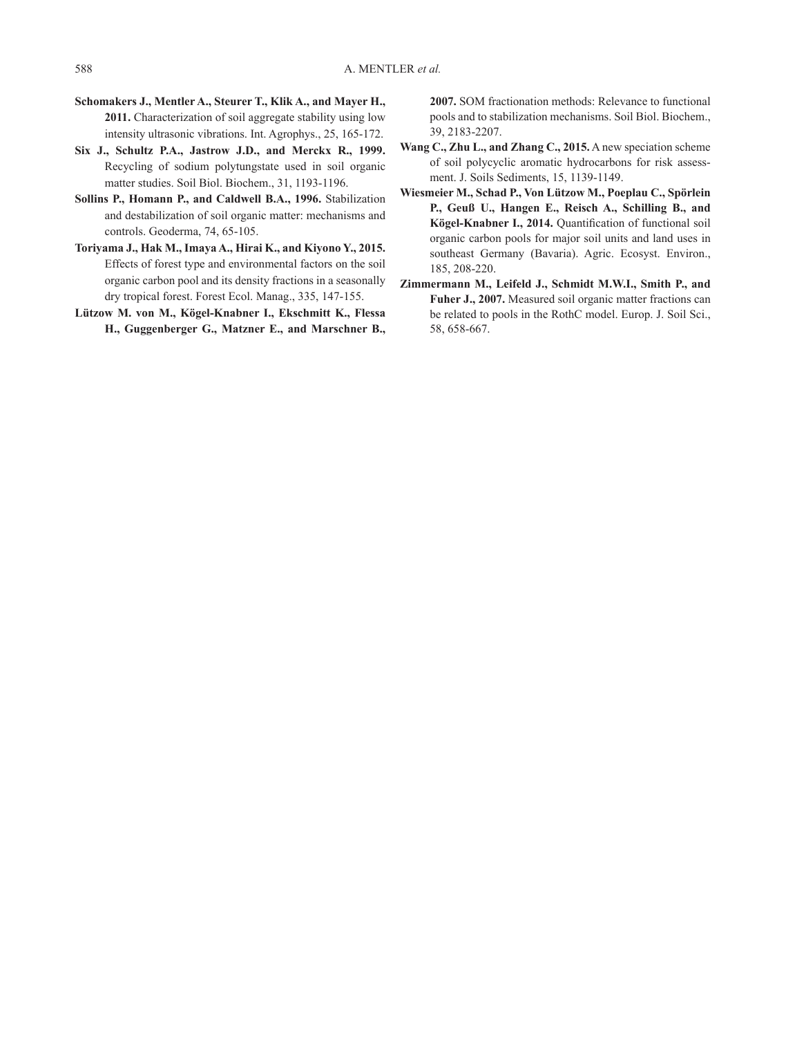**Schomakers J., Mentler A., Steurer T., Klik A., and Mayer H., 2011.** Characterization of soil aggregate stability using low intensity ultrasonic vibrations. Int. Agrophys., 25, 165-172.

**Six J., Schultz P.A., Jastrow J.D., and Merckx R., 1999.** Recycling of sodium polytungstate used in soil organic matter studies. Soil Biol. Biochem., 31, 1193-1196.

**Sollins P., Homann P., and Caldwell B.A., 1996.** Stabilization and destabilization of soil organic matter: mechanisms and controls. Geoderma, 74, 65-105.

**Toriyama J., Hak M., Imaya A., Hirai K., and Kiyono Y., 2015.** Effects of forest type and environmental factors on the soil organic carbon pool and its density fractions in a seasonally dry tropical forest. Forest Ecol. Manag., 335, 147-155.

**Lützow M. von M., Kögel-Knabner I., Ekschmitt K., Flessa H., Guggenberger G., Matzner E., and Marschner B., 2007.** SOM fractionation methods: Relevance to functional pools and to stabilization mechanisms. Soil Biol. Biochem., 39, 2183-2207.

**Wang C., Zhu L., and Zhang C., 2015.** A new speciation scheme of soil polycyclic aromatic hydrocarbons for risk assessment. J. Soils Sediments, 15, 1139-1149.

**Wiesmeier M., Schad P., Von Lützow M., Poeplau C., Spörlein P., Geuß U., Hangen E., Reisch A., Schilling B., and Kögel-Knabner I., 2014.** Quantification of functional soil organic carbon pools for major soil units and land uses in southeast Germany (Bavaria). Agric. Ecosyst. Environ., 185, 208-220.

**Zimmermann M., Leifeld J., Schmidt M.W.I., Smith P., and Fuher J., 2007.** Measured soil organic matter fractions can be related to pools in the RothC model. Europ. J. Soil Sci., 58, 658-667.